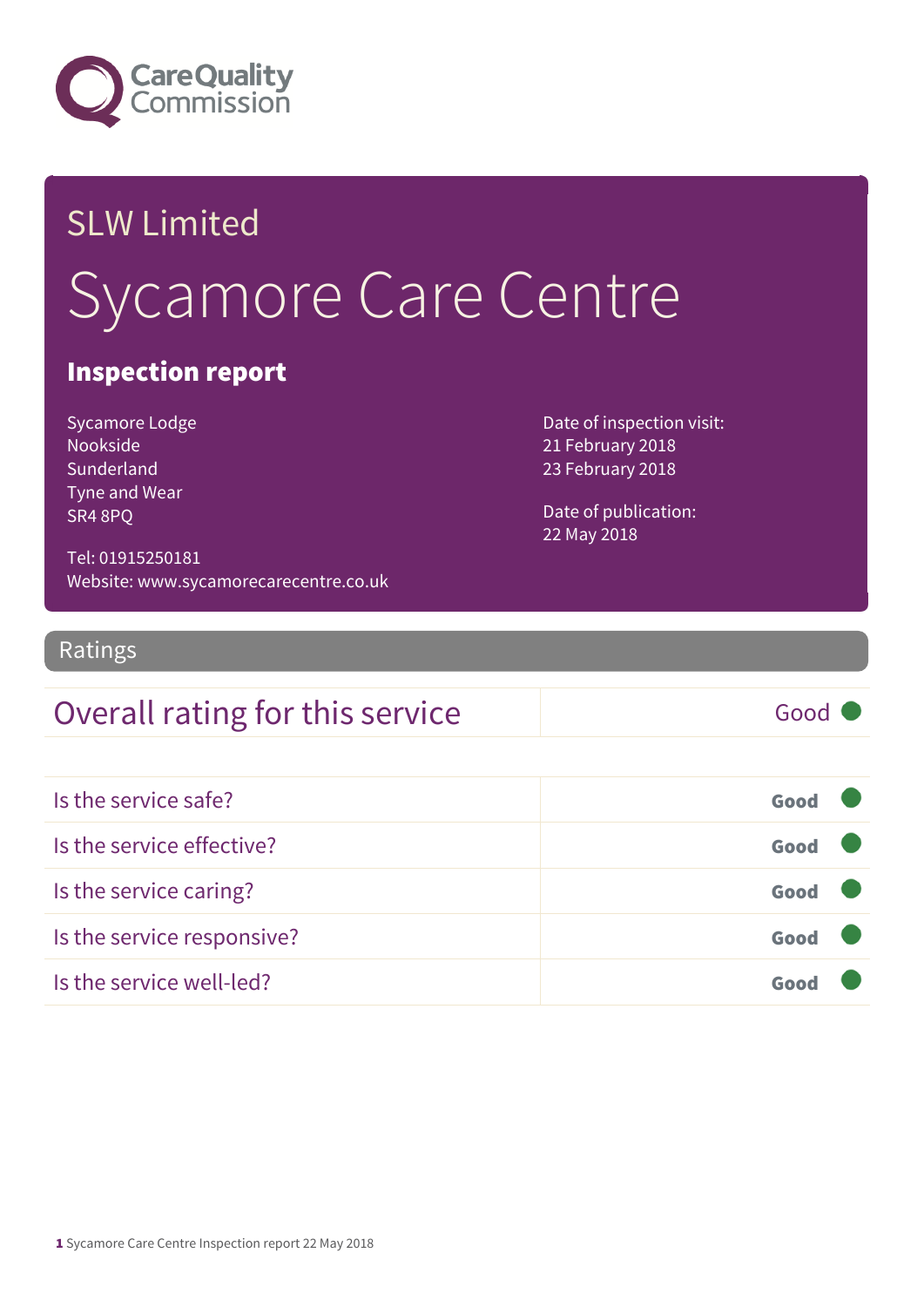Care Quality Commission

## SLW Limited

# Sycamore Care Centre

### Inspection report

Sycamore Lodge
Nookside
Sunderland
Tyne and Wear
SR4 8PQ

Tel: 01915250181
Website: www.sycamorecarecentre.co.uk

Date of inspection visit:
21 February 2018
23 February 2018

Date of publication:
22 May 2018

## Ratings

| Overall rating for this service | Good |
| --- | --- |

| Is the service safe? | Good |
| --- | --- |
| Is the service effective? | Good |
| Is the service caring? | Good |
| Is the service responsive? | Good |
| Is the service well-led? | Good |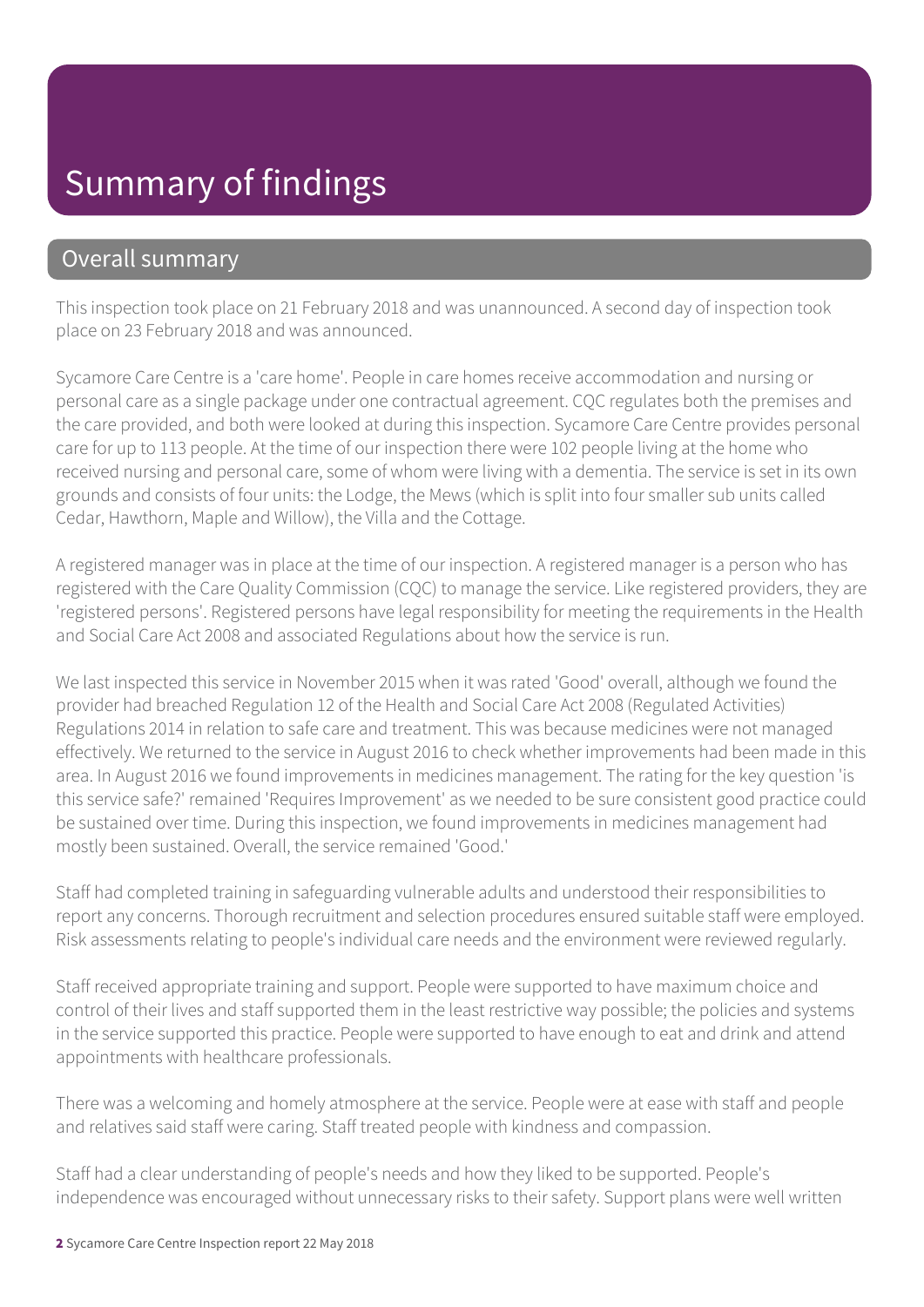# Summary of findings

## Overall summary

This inspection took place on 21 February 2018 and was unannounced. A second day of inspection took place on 23 February 2018 and was announced.

Sycamore Care Centre is a 'care home'. People in care homes receive accommodation and nursing or personal care as a single package under one contractual agreement. CQC regulates both the premises and the care provided, and both were looked at during this inspection. Sycamore Care Centre provides personal care for up to 113 people. At the time of our inspection there were 102 people living at the home who received nursing and personal care, some of whom were living with a dementia. The service is set in its own grounds and consists of four units: the Lodge, the Mews (which is split into four smaller sub units called Cedar, Hawthorn, Maple and Willow), the Villa and the Cottage.

A registered manager was in place at the time of our inspection. A registered manager is a person who has registered with the Care Quality Commission (CQC) to manage the service. Like registered providers, they are 'registered persons'. Registered persons have legal responsibility for meeting the requirements in the Health and Social Care Act 2008 and associated Regulations about how the service is run.

We last inspected this service in November 2015 when it was rated 'Good' overall, although we found the provider had breached Regulation 12 of the Health and Social Care Act 2008 (Regulated Activities) Regulations 2014 in relation to safe care and treatment. This was because medicines were not managed effectively. We returned to the service in August 2016 to check whether improvements had been made in this area. In August 2016 we found improvements in medicines management. The rating for the key question 'is this service safe?' remained 'Requires Improvement' as we needed to be sure consistent good practice could be sustained over time. During this inspection, we found improvements in medicines management had mostly been sustained. Overall, the service remained 'Good.'

Staff had completed training in safeguarding vulnerable adults and understood their responsibilities to report any concerns. Thorough recruitment and selection procedures ensured suitable staff were employed. Risk assessments relating to people's individual care needs and the environment were reviewed regularly.

Staff received appropriate training and support. People were supported to have maximum choice and control of their lives and staff supported them in the least restrictive way possible; the policies and systems in the service supported this practice. People were supported to have enough to eat and drink and attend appointments with healthcare professionals.

There was a welcoming and homely atmosphere at the service. People were at ease with staff and people and relatives said staff were caring. Staff treated people with kindness and compassion.

Staff had a clear understanding of people's needs and how they liked to be supported. People's independence was encouraged without unnecessary risks to their safety. Support plans were well written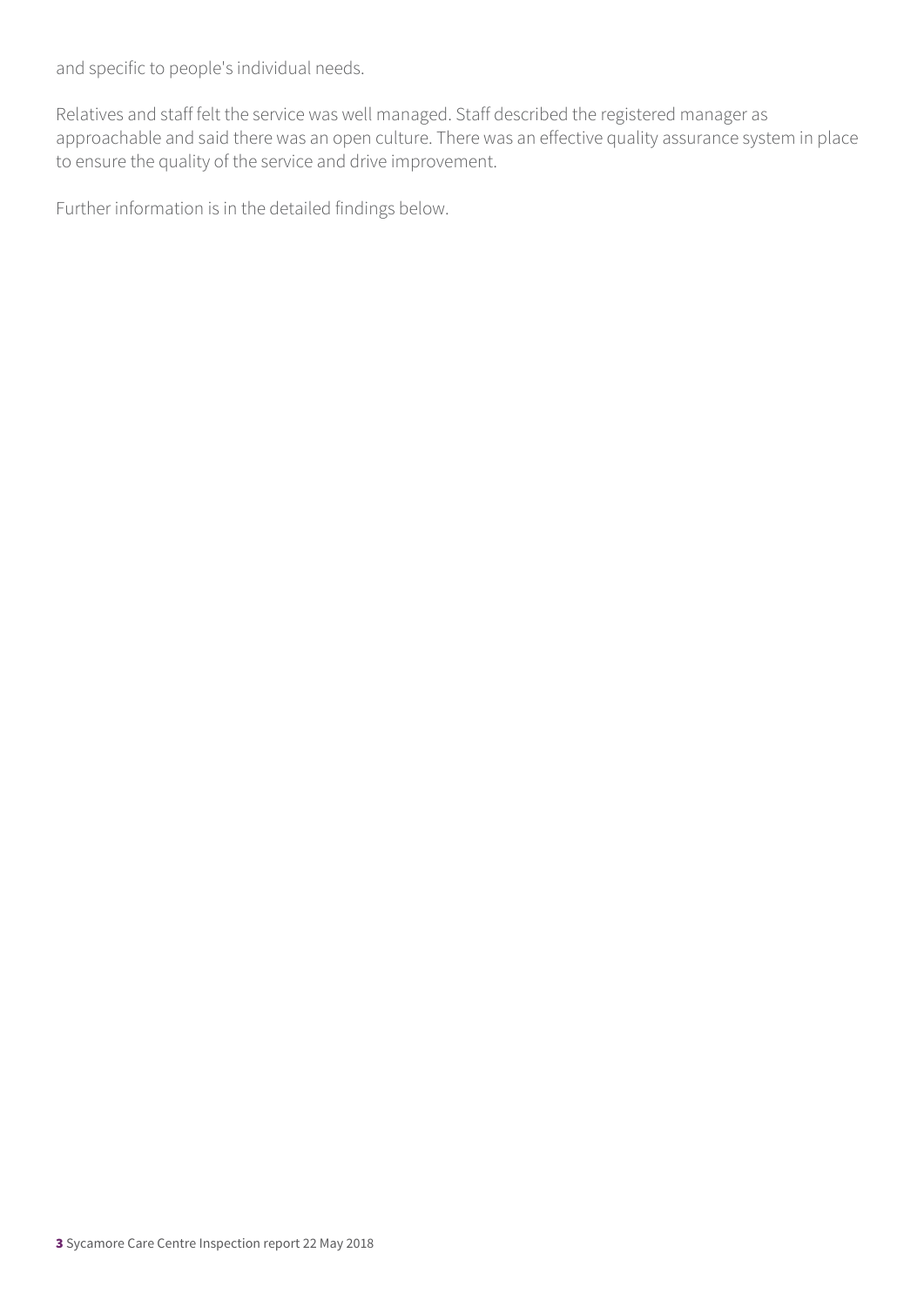and specific to people's individual needs.

Relatives and staff felt the service was well managed. Staff described the registered manager as approachable and said there was an open culture. There was an effective quality assurance system in place to ensure the quality of the service and drive improvement.

Further information is in the detailed findings below.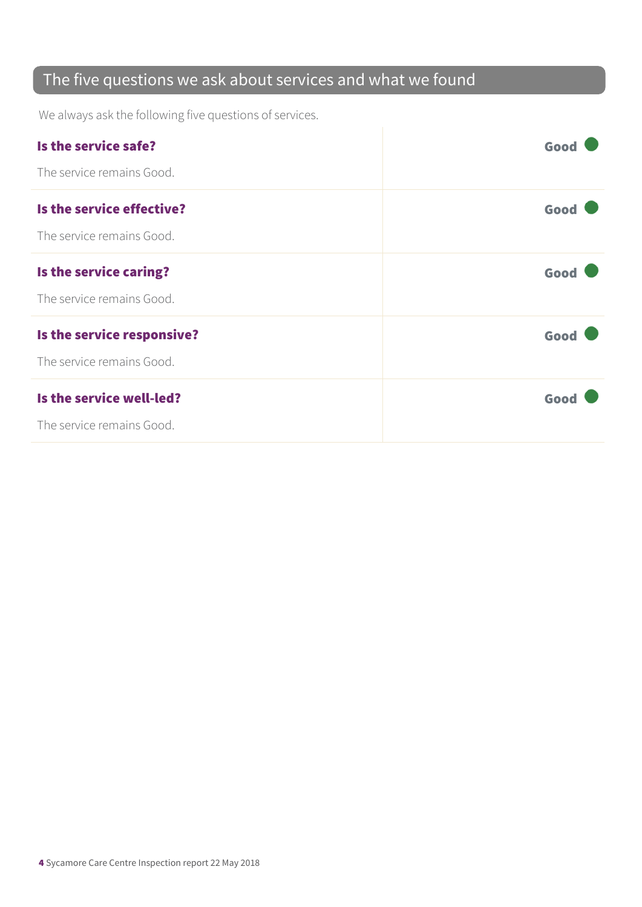## The five questions we ask about services and what we found

We always ask the following five questions of services.

### Is the service safe?

**Good**

The service remains Good.

### Is the service effective?

**Good**

The service remains Good.

### Is the service caring?

**Good**

The service remains Good.

### Is the service responsive?

**Good**

The service remains Good.

### Is the service well-led?

**Good**

The service remains Good.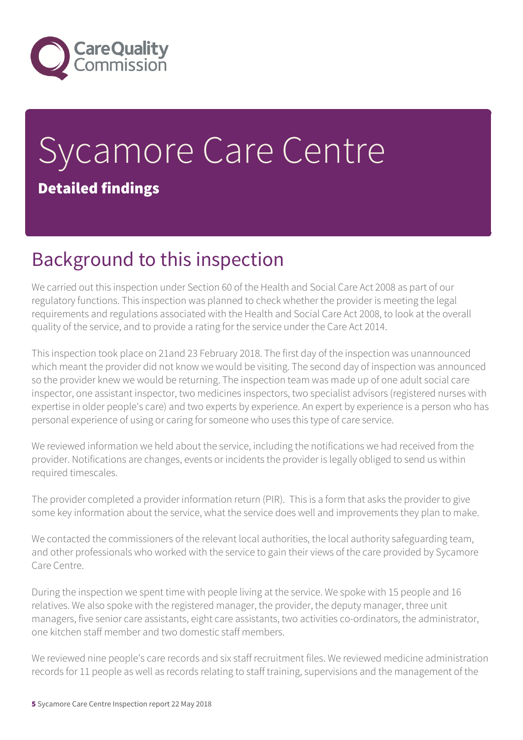# Sycamore Care Centre

## Detailed findings

## Background to this inspection

We carried out this inspection under Section 60 of the Health and Social Care Act 2008 as part of our regulatory functions. This inspection was planned to check whether the provider is meeting the legal requirements and regulations associated with the Health and Social Care Act 2008, to look at the overall quality of the service, and to provide a rating for the service under the Care Act 2014.

This inspection took place on 21and 23 February 2018. The first day of the inspection was unannounced which meant the provider did not know we would be visiting. The second day of inspection was announced so the provider knew we would be returning. The inspection team was made up of one adult social care inspector, one assistant inspector, two medicines inspectors, two specialist advisors (registered nurses with expertise in older people's care) and two experts by experience. An expert by experience is a person who has personal experience of using or caring for someone who uses this type of care service.

We reviewed information we held about the service, including the notifications we had received from the provider. Notifications are changes, events or incidents the provider is legally obliged to send us within required timescales.

The provider completed a provider information return (PIR). This is a form that asks the provider to give some key information about the service, what the service does well and improvements they plan to make.

We contacted the commissioners of the relevant local authorities, the local authority safeguarding team, and other professionals who worked with the service to gain their views of the care provided by Sycamore Care Centre.

During the inspection we spent time with people living at the service. We spoke with 15 people and 16 relatives. We also spoke with the registered manager, the provider, the deputy manager, three unit managers, five senior care assistants, eight care assistants, two activities co-ordinators, the administrator, one kitchen staff member and two domestic staff members.

We reviewed nine people's care records and six staff recruitment files. We reviewed medicine administration records for 11 people as well as records relating to staff training, supervisions and the management of the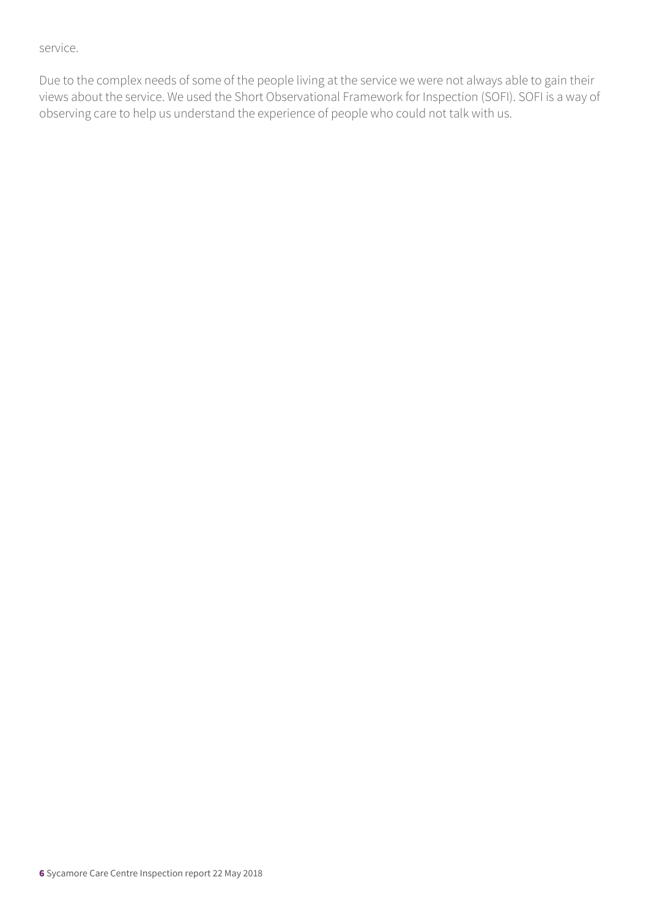service.

Due to the complex needs of some of the people living at the service we were not always able to gain their views about the service. We used the Short Observational Framework for Inspection (SOFI). SOFI is a way of observing care to help us understand the experience of people who could not talk with us.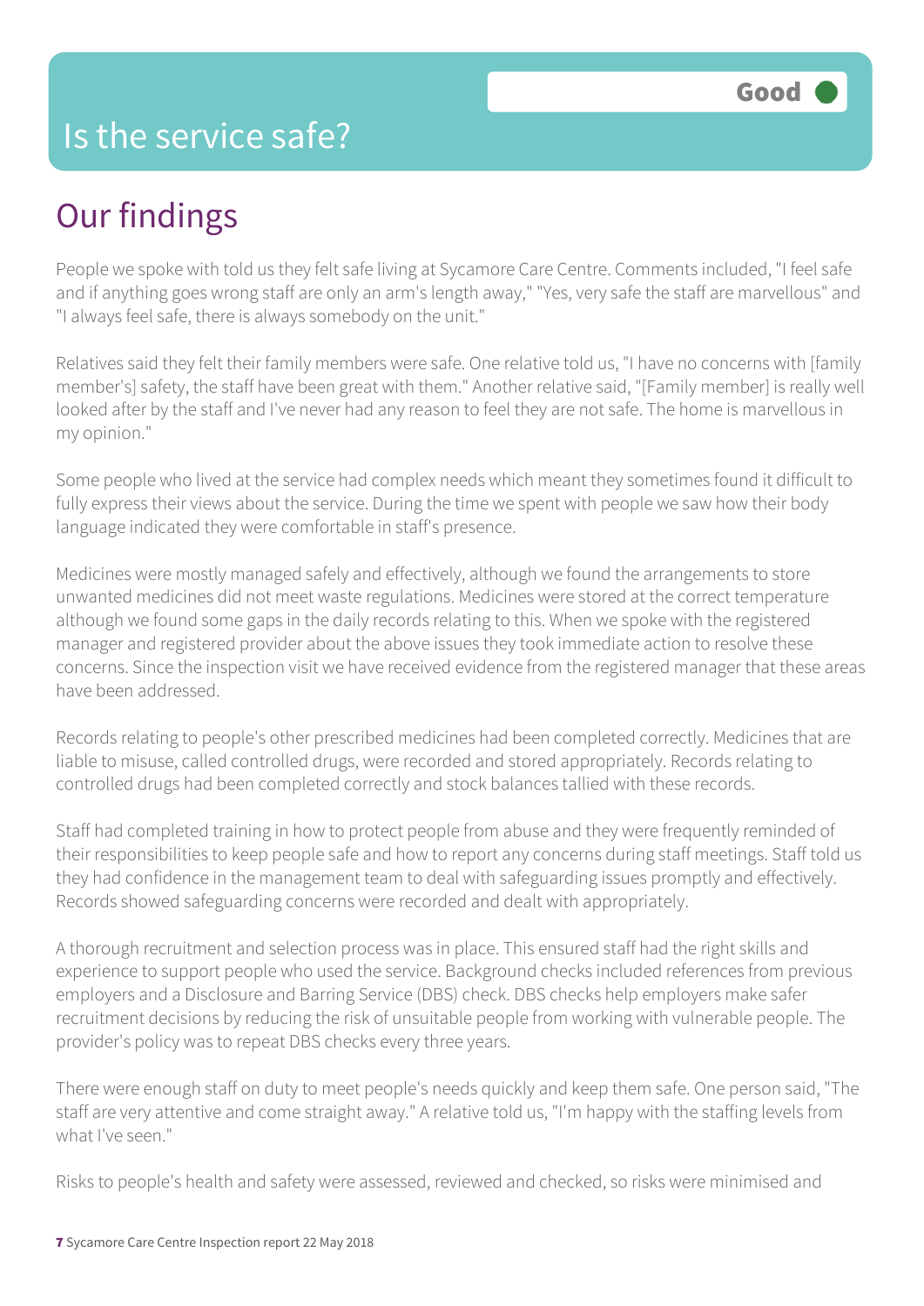# Is the service safe?

**Good**

## Our findings

People we spoke with told us they felt safe living at Sycamore Care Centre. Comments included, "I feel safe and if anything goes wrong staff are only an arm's length away," "Yes, very safe the staff are marvellous" and "I always feel safe, there is always somebody on the unit."

Relatives said they felt their family members were safe. One relative told us, "I have no concerns with [family member's] safety, the staff have been great with them." Another relative said, "[Family member] is really well looked after by the staff and I've never had any reason to feel they are not safe. The home is marvellous in my opinion."

Some people who lived at the service had complex needs which meant they sometimes found it difficult to fully express their views about the service. During the time we spent with people we saw how their body language indicated they were comfortable in staff's presence.

Medicines were mostly managed safely and effectively, although we found the arrangements to store unwanted medicines did not meet waste regulations. Medicines were stored at the correct temperature although we found some gaps in the daily records relating to this. When we spoke with the registered manager and registered provider about the above issues they took immediate action to resolve these concerns. Since the inspection visit we have received evidence from the registered manager that these areas have been addressed.

Records relating to people's other prescribed medicines had been completed correctly. Medicines that are liable to misuse, called controlled drugs, were recorded and stored appropriately. Records relating to controlled drugs had been completed correctly and stock balances tallied with these records.

Staff had completed training in how to protect people from abuse and they were frequently reminded of their responsibilities to keep people safe and how to report any concerns during staff meetings. Staff told us they had confidence in the management team to deal with safeguarding issues promptly and effectively. Records showed safeguarding concerns were recorded and dealt with appropriately.

A thorough recruitment and selection process was in place. This ensured staff had the right skills and experience to support people who used the service. Background checks included references from previous employers and a Disclosure and Barring Service (DBS) check. DBS checks help employers make safer recruitment decisions by reducing the risk of unsuitable people from working with vulnerable people. The provider's policy was to repeat DBS checks every three years.

There were enough staff on duty to meet people's needs quickly and keep them safe. One person said, "The staff are very attentive and come straight away." A relative told us, "I'm happy with the staffing levels from what I've seen."

Risks to people's health and safety were assessed, reviewed and checked, so risks were minimised and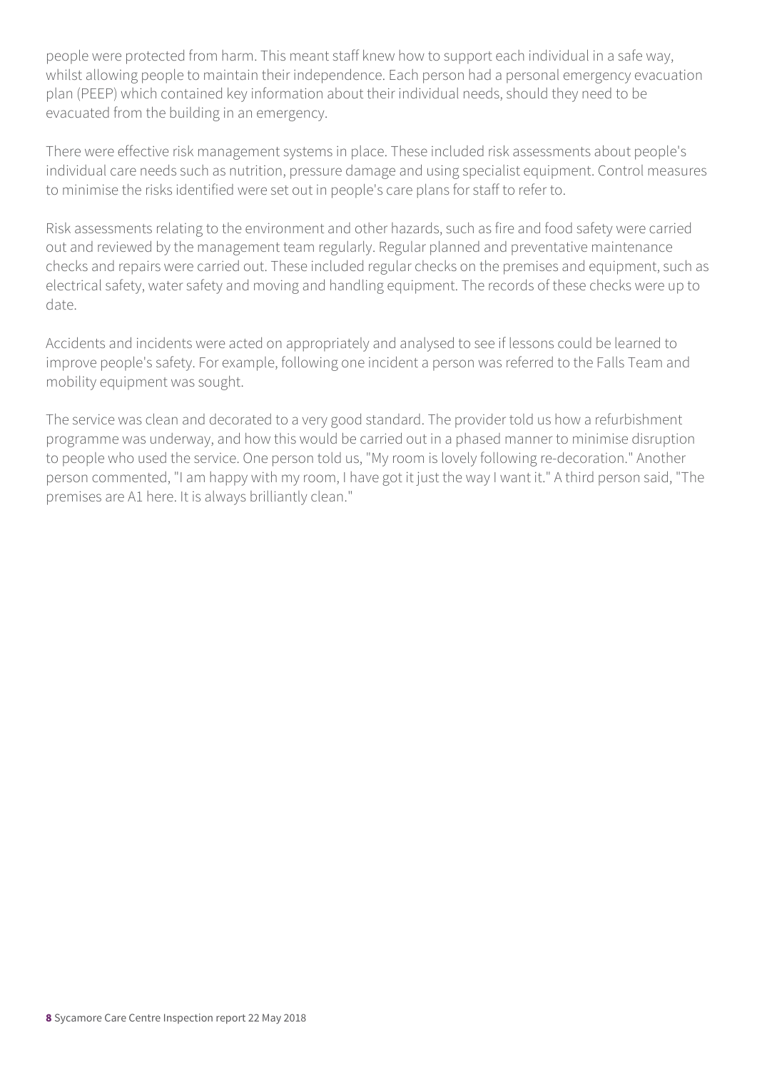people were protected from harm. This meant staff knew how to support each individual in a safe way, whilst allowing people to maintain their independence. Each person had a personal emergency evacuation plan (PEEP) which contained key information about their individual needs, should they need to be evacuated from the building in an emergency.

There were effective risk management systems in place. These included risk assessments about people's individual care needs such as nutrition, pressure damage and using specialist equipment. Control measures to minimise the risks identified were set out in people's care plans for staff to refer to.

Risk assessments relating to the environment and other hazards, such as fire and food safety were carried out and reviewed by the management team regularly. Regular planned and preventative maintenance checks and repairs were carried out. These included regular checks on the premises and equipment, such as electrical safety, water safety and moving and handling equipment. The records of these checks were up to date.

Accidents and incidents were acted on appropriately and analysed to see if lessons could be learned to improve people's safety. For example, following one incident a person was referred to the Falls Team and mobility equipment was sought.

The service was clean and decorated to a very good standard. The provider told us how a refurbishment programme was underway, and how this would be carried out in a phased manner to minimise disruption to people who used the service. One person told us, "My room is lovely following re-decoration." Another person commented, "I am happy with my room, I have got it just the way I want it." A third person said, "The premises are A1 here. It is always brilliantly clean."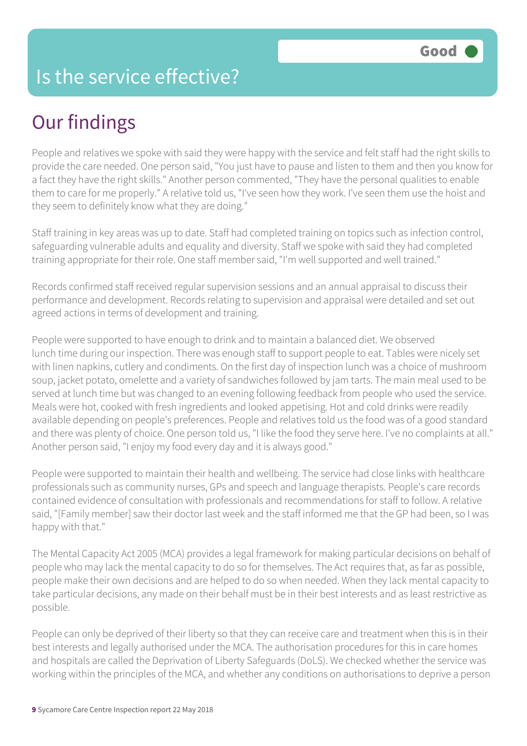# Is the service effective?

**Good**

## Our findings

People and relatives we spoke with said they were happy with the service and felt staff had the right skills to provide the care needed. One person said, "You just have to pause and listen to them and then you know for a fact they have the right skills." Another person commented, "They have the personal qualities to enable them to care for me properly." A relative told us, "I've seen how they work. I've seen them use the hoist and they seem to definitely know what they are doing."

Staff training in key areas was up to date. Staff had completed training on topics such as infection control, safeguarding vulnerable adults and equality and diversity. Staff we spoke with said they had completed training appropriate for their role. One staff member said, "I'm well supported and well trained."

Records confirmed staff received regular supervision sessions and an annual appraisal to discuss their performance and development. Records relating to supervision and appraisal were detailed and set out agreed actions in terms of development and training.

People were supported to have enough to drink and to maintain a balanced diet. We observed lunch time during our inspection. There was enough staff to support people to eat. Tables were nicely set with linen napkins, cutlery and condiments. On the first day of inspection lunch was a choice of mushroom soup, jacket potato, omelette and a variety of sandwiches followed by jam tarts. The main meal used to be served at lunch time but was changed to an evening following feedback from people who used the service. Meals were hot, cooked with fresh ingredients and looked appetising. Hot and cold drinks were readily available depending on people's preferences. People and relatives told us the food was of a good standard and there was plenty of choice. One person told us, "I like the food they serve here. I've no complaints at all." Another person said, "I enjoy my food every day and it is always good."

People were supported to maintain their health and wellbeing. The service had close links with healthcare professionals such as community nurses, GPs and speech and language therapists. People's care records contained evidence of consultation with professionals and recommendations for staff to follow. A relative said, "[Family member] saw their doctor last week and the staff informed me that the GP had been, so I was happy with that."

The Mental Capacity Act 2005 (MCA) provides a legal framework for making particular decisions on behalf of people who may lack the mental capacity to do so for themselves. The Act requires that, as far as possible, people make their own decisions and are helped to do so when needed. When they lack mental capacity to take particular decisions, any made on their behalf must be in their best interests and as least restrictive as possible.

People can only be deprived of their liberty so that they can receive care and treatment when this is in their best interests and legally authorised under the MCA. The authorisation procedures for this in care homes and hospitals are called the Deprivation of Liberty Safeguards (DoLS). We checked whether the service was working within the principles of the MCA, and whether any conditions on authorisations to deprive a person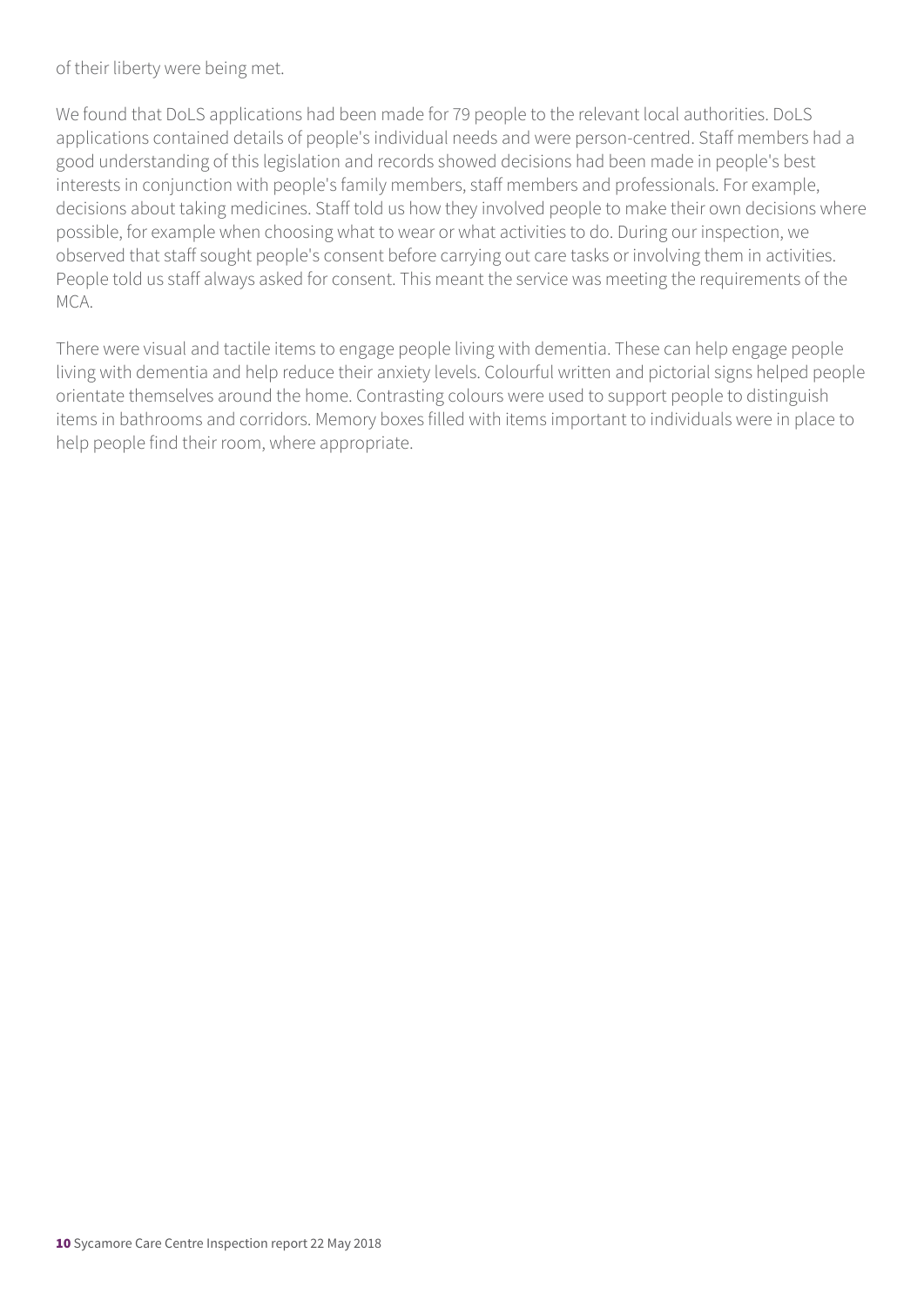of their liberty were being met.

We found that DoLS applications had been made for 79 people to the relevant local authorities. DoLS applications contained details of people's individual needs and were person-centred. Staff members had a good understanding of this legislation and records showed decisions had been made in people's best interests in conjunction with people's family members, staff members and professionals. For example, decisions about taking medicines. Staff told us how they involved people to make their own decisions where possible, for example when choosing what to wear or what activities to do. During our inspection, we observed that staff sought people's consent before carrying out care tasks or involving them in activities. People told us staff always asked for consent. This meant the service was meeting the requirements of the MCA.

There were visual and tactile items to engage people living with dementia. These can help engage people living with dementia and help reduce their anxiety levels. Colourful written and pictorial signs helped people orientate themselves around the home. Contrasting colours were used to support people to distinguish items in bathrooms and corridors. Memory boxes filled with items important to individuals were in place to help people find their room, where appropriate.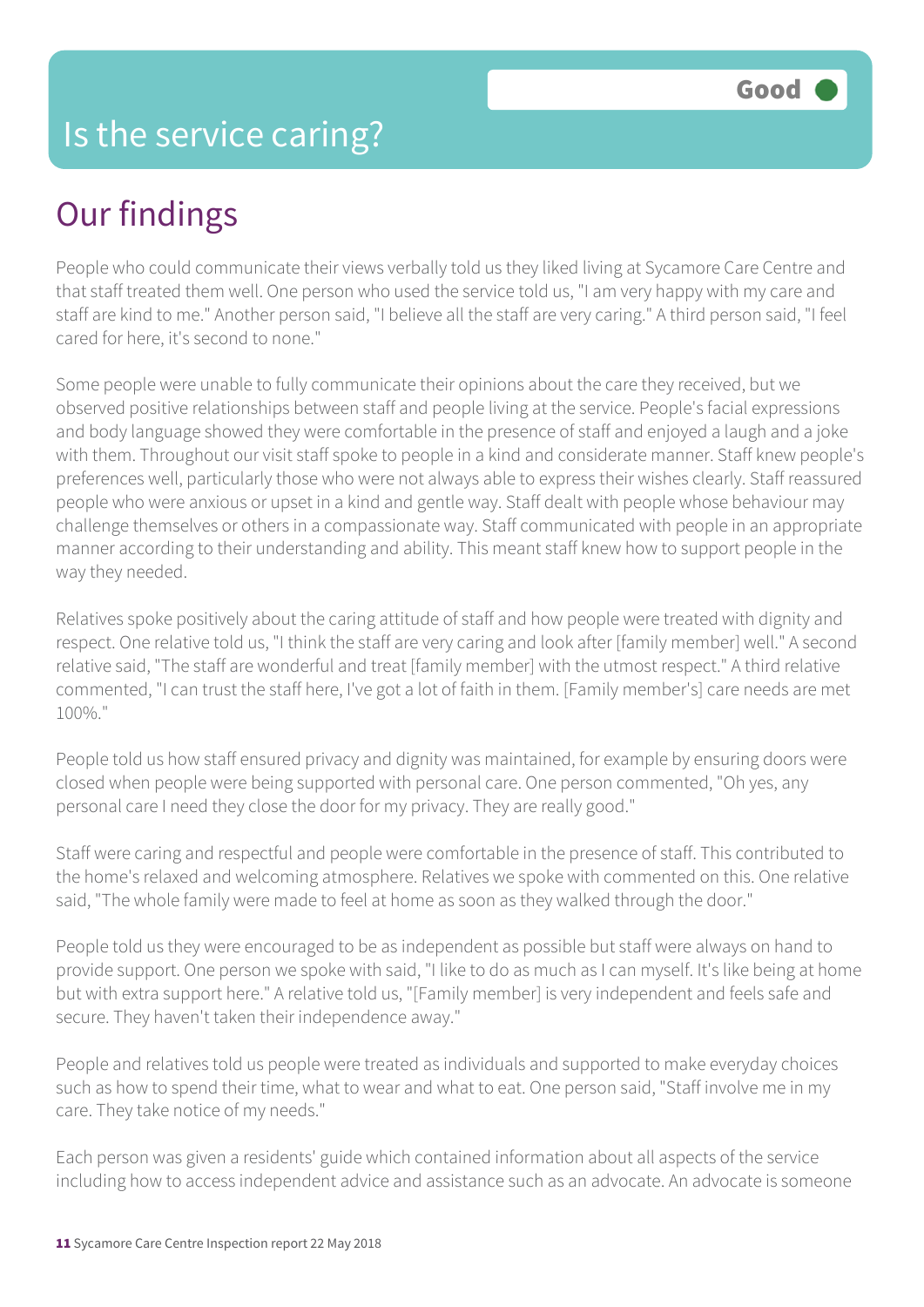# Is the service caring?

Good

## Our findings

People who could communicate their views verbally told us they liked living at Sycamore Care Centre and that staff treated them well. One person who used the service told us, "I am very happy with my care and staff are kind to me." Another person said, "I believe all the staff are very caring." A third person said, "I feel cared for here, it's second to none."

Some people were unable to fully communicate their opinions about the care they received, but we observed positive relationships between staff and people living at the service. People's facial expressions and body language showed they were comfortable in the presence of staff and enjoyed a laugh and a joke with them. Throughout our visit staff spoke to people in a kind and considerate manner. Staff knew people's preferences well, particularly those who were not always able to express their wishes clearly. Staff reassured people who were anxious or upset in a kind and gentle way. Staff dealt with people whose behaviour may challenge themselves or others in a compassionate way. Staff communicated with people in an appropriate manner according to their understanding and ability. This meant staff knew how to support people in the way they needed.

Relatives spoke positively about the caring attitude of staff and how people were treated with dignity and respect. One relative told us, "I think the staff are very caring and look after [family member] well." A second relative said, "The staff are wonderful and treat [family member] with the utmost respect." A third relative commented, "I can trust the staff here, I've got a lot of faith in them. [Family member's] care needs are met 100%."

People told us how staff ensured privacy and dignity was maintained, for example by ensuring doors were closed when people were being supported with personal care. One person commented, "Oh yes, any personal care I need they close the door for my privacy. They are really good."

Staff were caring and respectful and people were comfortable in the presence of staff. This contributed to the home's relaxed and welcoming atmosphere. Relatives we spoke with commented on this. One relative said, "The whole family were made to feel at home as soon as they walked through the door."

People told us they were encouraged to be as independent as possible but staff were always on hand to provide support. One person we spoke with said, "I like to do as much as I can myself. It's like being at home but with extra support here." A relative told us, "[Family member] is very independent and feels safe and secure. They haven't taken their independence away."

People and relatives told us people were treated as individuals and supported to make everyday choices such as how to spend their time, what to wear and what to eat. One person said, "Staff involve me in my care. They take notice of my needs."

Each person was given a residents' guide which contained information about all aspects of the service including how to access independent advice and assistance such as an advocate. An advocate is someone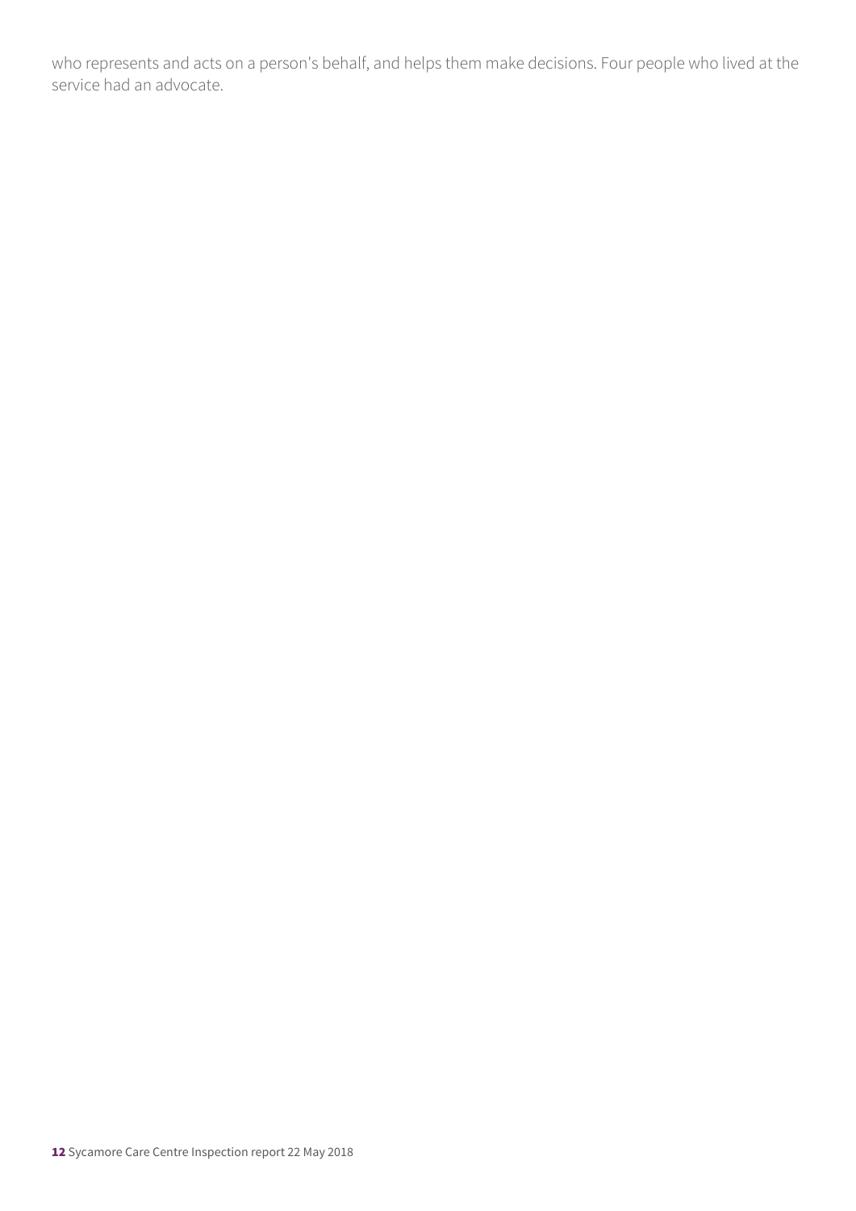who represents and acts on a person's behalf, and helps them make decisions. Four people who lived at the service had an advocate.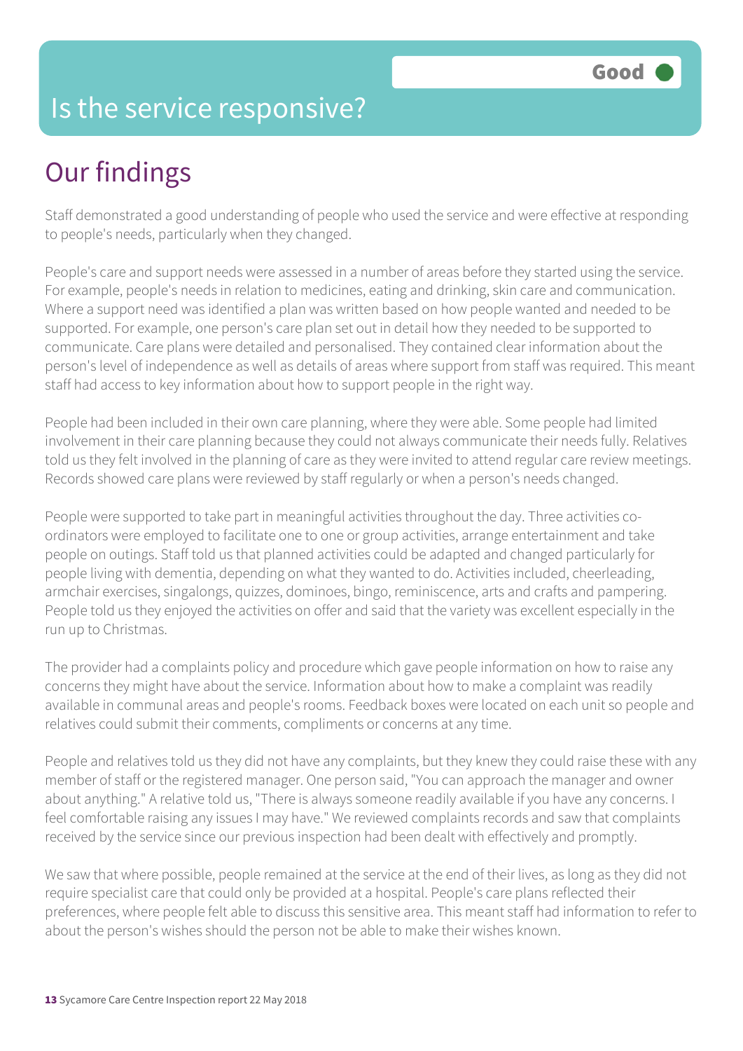# Is the service responsive?

Good

## Our findings

Staff demonstrated a good understanding of people who used the service and were effective at responding to people's needs, particularly when they changed.

People's care and support needs were assessed in a number of areas before they started using the service. For example, people's needs in relation to medicines, eating and drinking, skin care and communication. Where a support need was identified a plan was written based on how people wanted and needed to be supported. For example, one person's care plan set out in detail how they needed to be supported to communicate. Care plans were detailed and personalised. They contained clear information about the person's level of independence as well as details of areas where support from staff was required. This meant staff had access to key information about how to support people in the right way.

People had been included in their own care planning, where they were able. Some people had limited involvement in their care planning because they could not always communicate their needs fully. Relatives told us they felt involved in the planning of care as they were invited to attend regular care review meetings. Records showed care plans were reviewed by staff regularly or when a person's needs changed.

People were supported to take part in meaningful activities throughout the day. Three activities co-ordinators were employed to facilitate one to one or group activities, arrange entertainment and take people on outings. Staff told us that planned activities could be adapted and changed particularly for people living with dementia, depending on what they wanted to do. Activities included, cheerleading, armchair exercises, singalongs, quizzes, dominoes, bingo, reminiscence, arts and crafts and pampering. People told us they enjoyed the activities on offer and said that the variety was excellent especially in the run up to Christmas.

The provider had a complaints policy and procedure which gave people information on how to raise any concerns they might have about the service. Information about how to make a complaint was readily available in communal areas and people's rooms. Feedback boxes were located on each unit so people and relatives could submit their comments, compliments or concerns at any time.

People and relatives told us they did not have any complaints, but they knew they could raise these with any member of staff or the registered manager. One person said, "You can approach the manager and owner about anything." A relative told us, "There is always someone readily available if you have any concerns. I feel comfortable raising any issues I may have." We reviewed complaints records and saw that complaints received by the service since our previous inspection had been dealt with effectively and promptly.

We saw that where possible, people remained at the service at the end of their lives, as long as they did not require specialist care that could only be provided at a hospital. People's care plans reflected their preferences, where people felt able to discuss this sensitive area. This meant staff had information to refer to about the person's wishes should the person not be able to make their wishes known.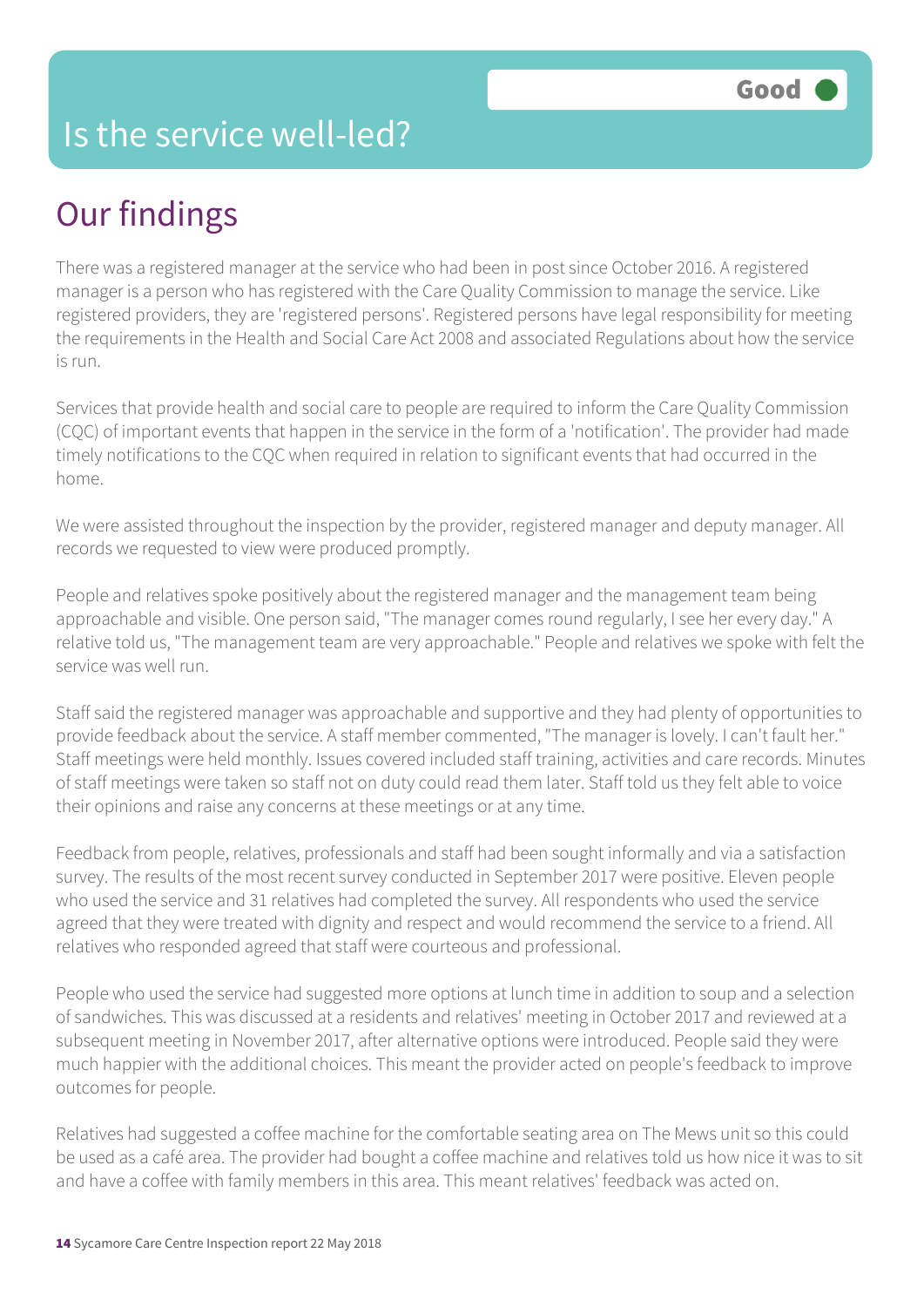# Is the service well-led?

**Good**

## Our findings

There was a registered manager at the service who had been in post since October 2016. A registered manager is a person who has registered with the Care Quality Commission to manage the service. Like registered providers, they are 'registered persons'. Registered persons have legal responsibility for meeting the requirements in the Health and Social Care Act 2008 and associated Regulations about how the service is run.

Services that provide health and social care to people are required to inform the Care Quality Commission (CQC) of important events that happen in the service in the form of a 'notification'. The provider had made timely notifications to the CQC when required in relation to significant events that had occurred in the home.

We were assisted throughout the inspection by the provider, registered manager and deputy manager. All records we requested to view were produced promptly.

People and relatives spoke positively about the registered manager and the management team being approachable and visible. One person said, "The manager comes round regularly, I see her every day." A relative told us, "The management team are very approachable." People and relatives we spoke with felt the service was well run.

Staff said the registered manager was approachable and supportive and they had plenty of opportunities to provide feedback about the service. A staff member commented, "The manager is lovely. I can't fault her." Staff meetings were held monthly. Issues covered included staff training, activities and care records. Minutes of staff meetings were taken so staff not on duty could read them later. Staff told us they felt able to voice their opinions and raise any concerns at these meetings or at any time.

Feedback from people, relatives, professionals and staff had been sought informally and via a satisfaction survey. The results of the most recent survey conducted in September 2017 were positive. Eleven people who used the service and 31 relatives had completed the survey. All respondents who used the service agreed that they were treated with dignity and respect and would recommend the service to a friend. All relatives who responded agreed that staff were courteous and professional.

People who used the service had suggested more options at lunch time in addition to soup and a selection of sandwiches. This was discussed at a residents and relatives' meeting in October 2017 and reviewed at a subsequent meeting in November 2017, after alternative options were introduced. People said they were much happier with the additional choices. This meant the provider acted on people's feedback to improve outcomes for people.

Relatives had suggested a coffee machine for the comfortable seating area on The Mews unit so this could be used as a café area. The provider had bought a coffee machine and relatives told us how nice it was to sit and have a coffee with family members in this area. This meant relatives' feedback was acted on.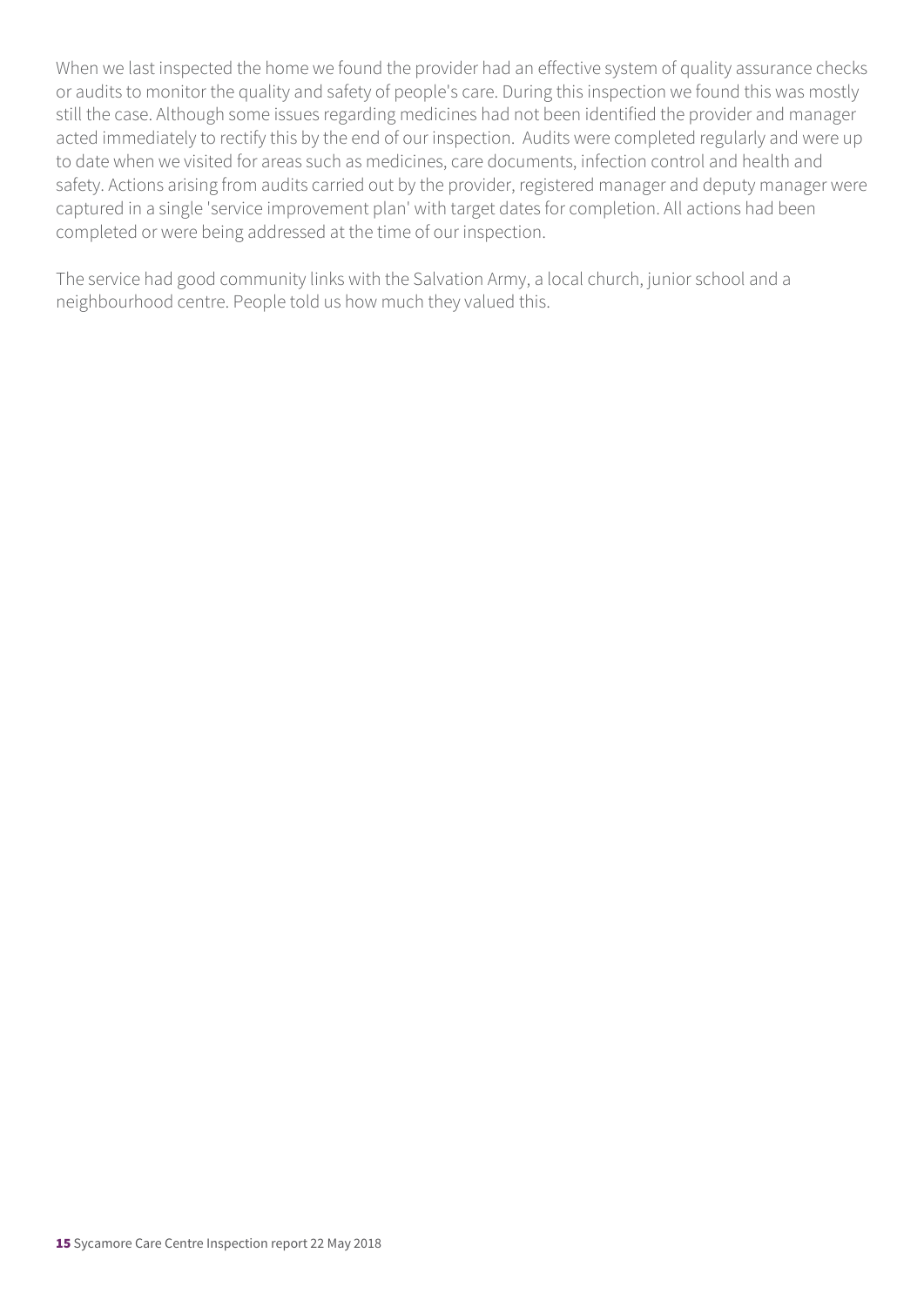When we last inspected the home we found the provider had an effective system of quality assurance checks or audits to monitor the quality and safety of people's care. During this inspection we found this was mostly still the case. Although some issues regarding medicines had not been identified the provider and manager acted immediately to rectify this by the end of our inspection. Audits were completed regularly and were up to date when we visited for areas such as medicines, care documents, infection control and health and safety. Actions arising from audits carried out by the provider, registered manager and deputy manager were captured in a single 'service improvement plan' with target dates for completion. All actions had been completed or were being addressed at the time of our inspection.

The service had good community links with the Salvation Army, a local church, junior school and a neighbourhood centre. People told us how much they valued this.